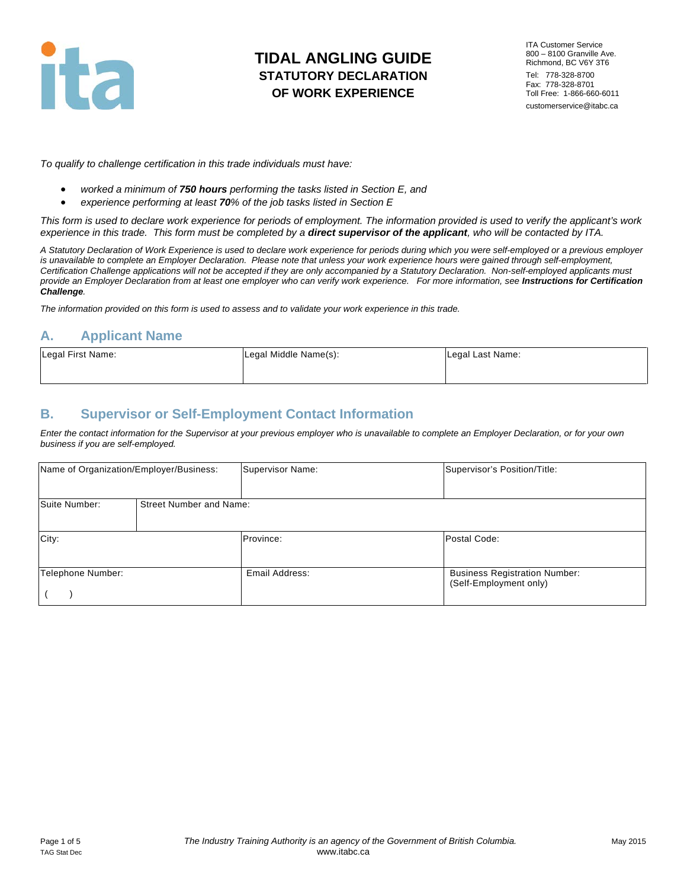# TIDAL ANGLING GUIDE
## STATUTORY DECLARATION OF WORK EXPERIENCE

ITA Customer Service
800 – 8100 Granville Ave.
Richmond, BC V6Y 3T6
Tel: 778-328-8700
Fax: 778-328-8701
Toll Free: 1-866-660-6011
customerservice@itabc.ca

*To qualify to challenge certification in this trade individuals must have:*

- *worked a minimum of **750 hours** performing the tasks listed in Section E, and*
- *experience performing at least **70**% of the job tasks listed in Section E*

*This form is used to declare work experience for periods of employment. The information provided is used to verify the applicant's work experience in this trade. This form must be completed by a **direct supervisor of the applicant**, who will be contacted by ITA.*

*A Statutory Declaration of Work Experience is used to declare work experience for periods during which you were self-employed or a previous employer is unavailable to complete an Employer Declaration. Please note that unless your work experience hours were gained through self-employment, Certification Challenge applications will not be accepted if they are only accompanied by a Statutory Declaration. Non-self-employed applicants must provide an Employer Declaration from at least one employer who can verify work experience. For more information, see **Instructions for Certification Challenge**.*

*The information provided on this form is used to assess and to validate your work experience in this trade.*

## A. Applicant Name

| Legal First Name: | Legal Middle Name(s): | Legal Last Name: |
|---|---|---|
| | | |

## B. Supervisor or Self-Employment Contact Information

*Enter the contact information for the Supervisor at your previous employer who is unavailable to complete an Employer Declaration, or for your own business if you are self-employed.*

| Name of Organization/Employer/Business: | | Supervisor Name: | Supervisor's Position/Title: |
|---|---|---|---|
| Suite Number: | Street Number and Name: | | |
| City: | | Province: | Postal Code: |
| Telephone Number: ( ) | | Email Address: | Business Registration Number: (Self-Employment only) |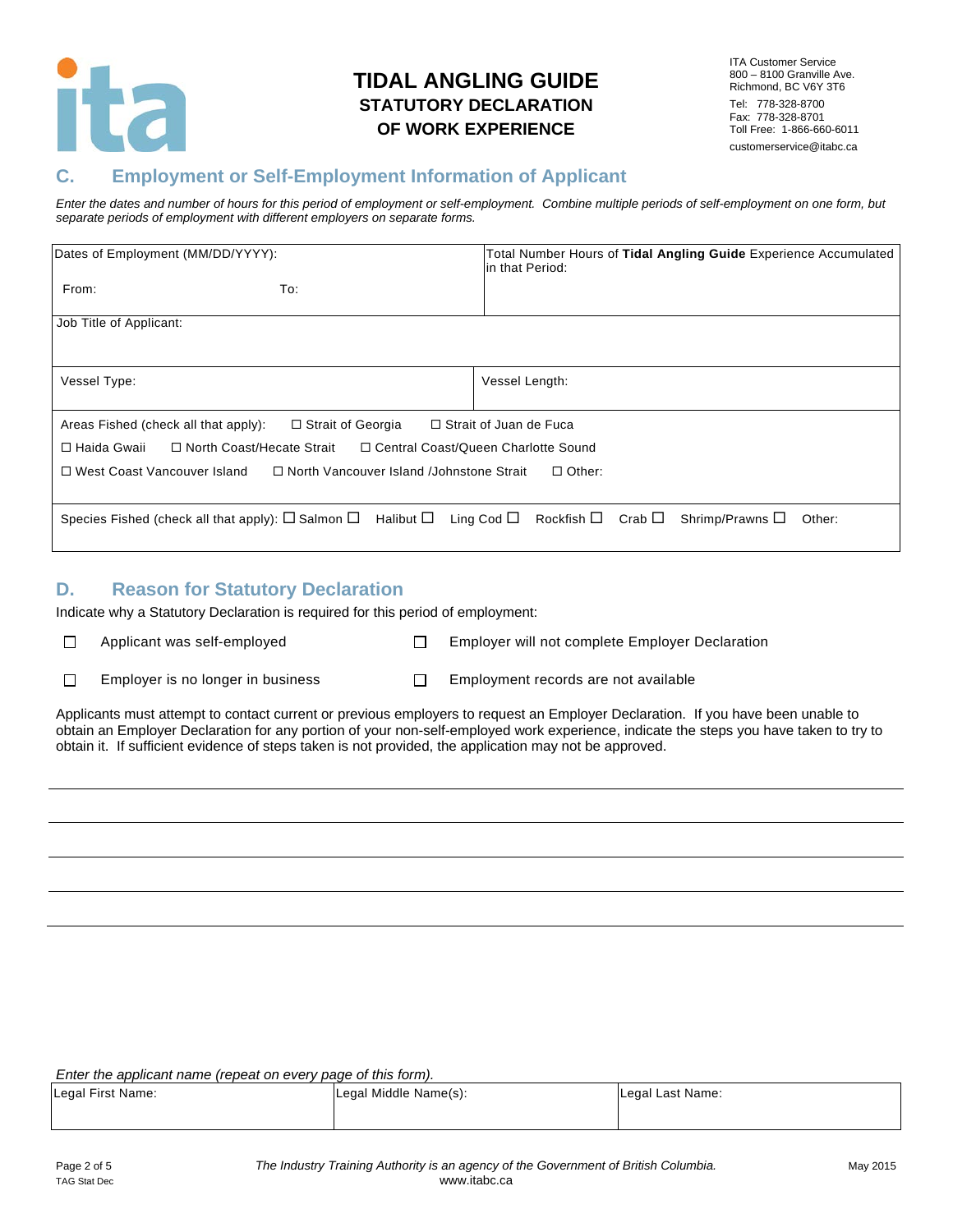# TIDAL ANGLING GUIDE
## STATUTORY DECLARATION OF WORK EXPERIENCE

ITA Customer Service
800 – 8100 Granville Ave.
Richmond, BC V6Y 3T6
Tel: 778-328-8700
Fax: 778-328-8701
Toll Free: 1-866-660-6011
customerservice@itabc.ca

## C. Employment or Self-Employment Information of Applicant

*Enter the dates and number of hours for this period of employment or self-employment. Combine multiple periods of self-employment on one form, but separate periods of employment with different employers on separate forms.*

| Dates of Employment (MM/DD/YYYY): From: To: | Total Number Hours of **Tidal Angling Guide** Experience Accumulated in that Period: |
|---|---|
| Job Title of Applicant: | |
| Vessel Type: | Vessel Length: |

Areas Fished (check all that apply): ☐ Strait of Georgia ☐ Strait of Juan de Fuca
☐ Haida Gwaii ☐ North Coast/Hecate Strait ☐ Central Coast/Queen Charlotte Sound
☐ West Coast Vancouver Island ☐ North Vancouver Island /Johnstone Strait ☐ Other:

Species Fished (check all that apply): ☐ Salmon ☐ Halibut ☐ Ling Cod ☐ Rockfish ☐ Crab ☐ Shrimp/Prawns ☐ Other:

## D. Reason for Statutory Declaration

Indicate why a Statutory Declaration is required for this period of employment:

☐ Applicant was self-employed
☐ Employer will not complete Employer Declaration
☐ Employer is no longer in business
☐ Employment records are not available

Applicants must attempt to contact current or previous employers to request an Employer Declaration. If you have been unable to obtain an Employer Declaration for any portion of your non-self-employed work experience, indicate the steps you have taken to try to obtain it. If sufficient evidence of steps taken is not provided, the application may not be approved.

\_\_\_\_\_\_\_\_\_\_\_\_\_\_\_\_\_\_\_\_\_\_\_\_\_\_\_\_\_\_\_\_\_\_\_\_\_\_\_\_\_\_\_\_\_\_\_\_\_\_\_\_\_\_\_\_\_\_\_\_

\_\_\_\_\_\_\_\_\_\_\_\_\_\_\_\_\_\_\_\_\_\_\_\_\_\_\_\_\_\_\_\_\_\_\_\_\_\_\_\_\_\_\_\_\_\_\_\_\_\_\_\_\_\_\_\_\_\_\_\_

\_\_\_\_\_\_\_\_\_\_\_\_\_\_\_\_\_\_\_\_\_\_\_\_\_\_\_\_\_\_\_\_\_\_\_\_\_\_\_\_\_\_\_\_\_\_\_\_\_\_\_\_\_\_\_\_\_\_\_\_

\_\_\_\_\_\_\_\_\_\_\_\_\_\_\_\_\_\_\_\_\_\_\_\_\_\_\_\_\_\_\_\_\_\_\_\_\_\_\_\_\_\_\_\_\_\_\_\_\_\_\_\_\_\_\_\_\_\_\_\_

\_\_\_\_\_\_\_\_\_\_\_\_\_\_\_\_\_\_\_\_\_\_\_\_\_\_\_\_\_\_\_\_\_\_\_\_\_\_\_\_\_\_\_\_\_\_\_\_\_\_\_\_\_\_\_\_\_\_\_\_

*Enter the applicant name (repeat on every page of this form).*

| Legal First Name: | Legal Middle Name(s): | Legal Last Name: |
|---|---|---|
| | | |

TAG Stat Dec

*The Industry Training Authority is an agency of the Government of British Columbia.*
www.itabc.ca

May 2015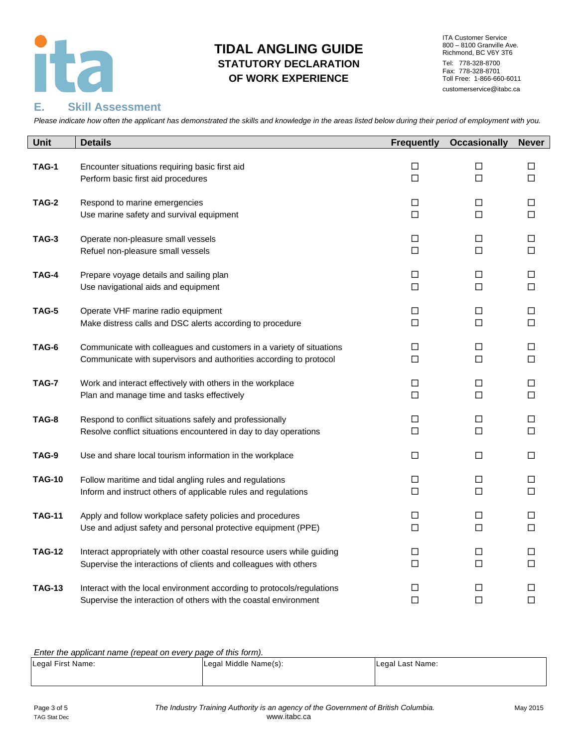# TIDAL ANGLING GUIDE
## STATUTORY DECLARATION OF WORK EXPERIENCE

ITA Customer Service
800 – 8100 Granville Ave.
Richmond, BC V6Y 3T6
Tel: 778-328-8700
Fax: 778-328-8701
Toll Free: 1-866-660-6011
customerservice@itabc.ca

## E. Skill Assessment

*Please indicate how often the applicant has demonstrated the skills and knowledge in the areas listed below during their period of employment with you.*

| Unit | Details | Frequently | Occasionally | Never |
|---|---|---|---|---|
| TAG-1 | Encounter situations requiring basic first aid | ☐ | ☐ | ☐ |
| | Perform basic first aid procedures | ☐ | ☐ | ☐ |
| TAG-2 | Respond to marine emergencies | ☐ | ☐ | ☐ |
| | Use marine safety and survival equipment | ☐ | ☐ | ☐ |
| TAG-3 | Operate non-pleasure small vessels | ☐ | ☐ | ☐ |
| | Refuel non-pleasure small vessels | ☐ | ☐ | ☐ |
| TAG-4 | Prepare voyage details and sailing plan | ☐ | ☐ | ☐ |
| | Use navigational aids and equipment | ☐ | ☐ | ☐ |
| TAG-5 | Operate VHF marine radio equipment | ☐ | ☐ | ☐ |
| | Make distress calls and DSC alerts according to procedure | ☐ | ☐ | ☐ |
| TAG-6 | Communicate with colleagues and customers in a variety of situations | ☐ | ☐ | ☐ |
| | Communicate with supervisors and authorities according to protocol | ☐ | ☐ | ☐ |
| TAG-7 | Work and interact effectively with others in the workplace | ☐ | ☐ | ☐ |
| | Plan and manage time and tasks effectively | ☐ | ☐ | ☐ |
| TAG-8 | Respond to conflict situations safely and professionally | ☐ | ☐ | ☐ |
| | Resolve conflict situations encountered in day to day operations | ☐ | ☐ | ☐ |
| TAG-9 | Use and share local tourism information in the workplace | ☐ | ☐ | ☐ |
| TAG-10 | Follow maritime and tidal angling rules and regulations | ☐ | ☐ | ☐ |
| | Inform and instruct others of applicable rules and regulations | ☐ | ☐ | ☐ |
| TAG-11 | Apply and follow workplace safety policies and procedures | ☐ | ☐ | ☐ |
| | Use and adjust safety and personal protective equipment (PPE) | ☐ | ☐ | ☐ |
| TAG-12 | Interact appropriately with other coastal resource users while guiding | ☐ | ☐ | ☐ |
| | Supervise the interactions of clients and colleagues with others | ☐ | ☐ | ☐ |
| TAG-13 | Interact with the local environment according to protocols/regulations | ☐ | ☐ | ☐ |
| | Supervise the interaction of others with the coastal environment | ☐ | ☐ | ☐ |

*Enter the applicant name (repeat on every page of this form).*

| Legal First Name: | Legal Middle Name(s): | Legal Last Name: |
|---|---|---|
| | | |

*The Industry Training Authority is an agency of the Government of British Columbia.*
www.itabc.ca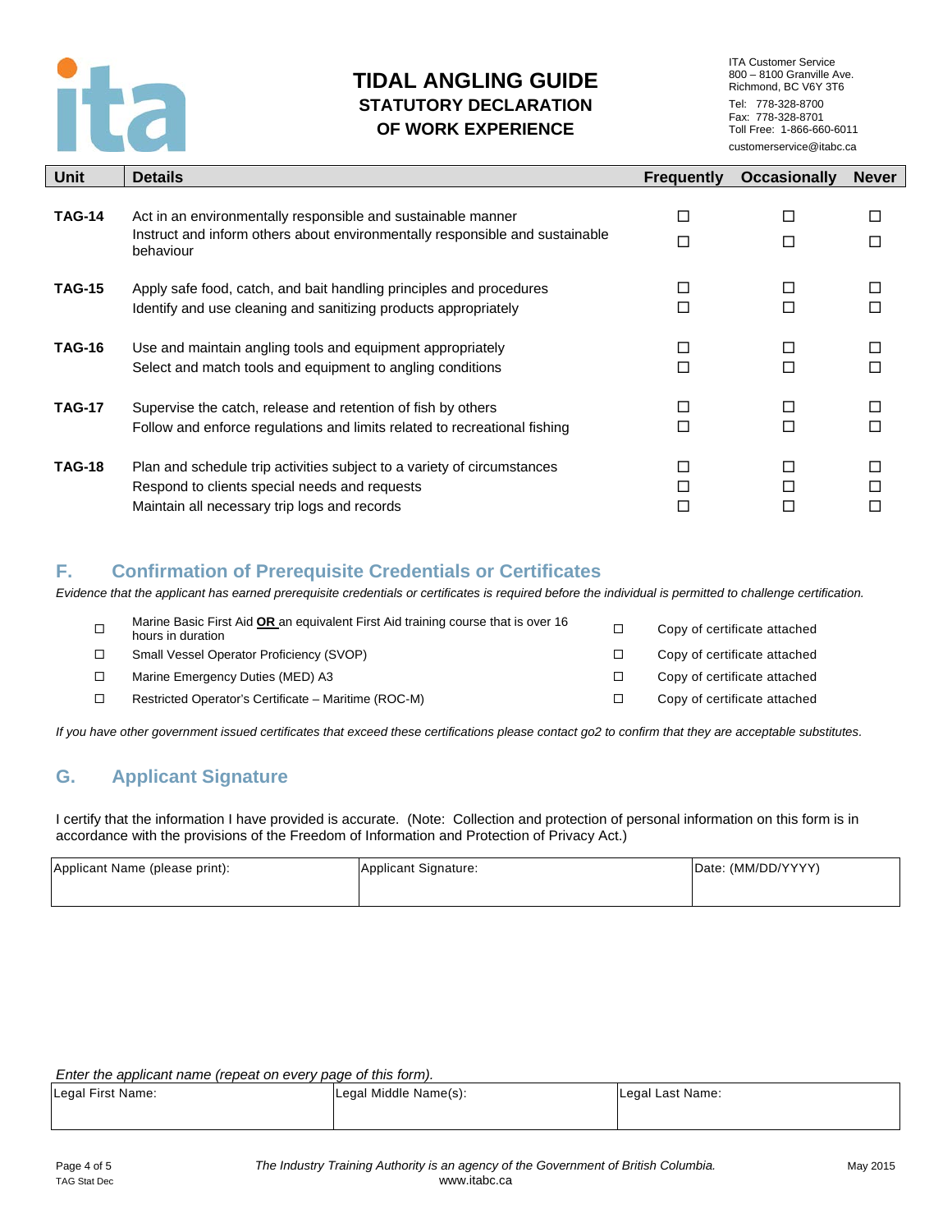# TIDAL ANGLING GUIDE
## STATUTORY DECLARATION
## OF WORK EXPERIENCE

ITA Customer Service
800 – 8100 Granville Ave.
Richmond, BC V6Y 3T6
Tel: 778-328-8700
Fax: 778-328-8701
Toll Free: 1-866-660-6011
customerservice@itabc.ca

| Unit | Details | Frequently | Occasionally | Never |
|---|---|---|---|---|
| **TAG-14** | Act in an environmentally responsible and sustainable manner | ☐ | ☐ | ☐ |
| | Instruct and inform others about environmentally responsible and sustainable behaviour | ☐ | ☐ | ☐ |
| **TAG-15** | Apply safe food, catch, and bait handling principles and procedures | ☐ | ☐ | ☐ |
| | Identify and use cleaning and sanitizing products appropriately | ☐ | ☐ | ☐ |
| **TAG-16** | Use and maintain angling tools and equipment appropriately | ☐ | ☐ | ☐ |
| | Select and match tools and equipment to angling conditions | ☐ | ☐ | ☐ |
| **TAG-17** | Supervise the catch, release and retention of fish by others | ☐ | ☐ | ☐ |
| | Follow and enforce regulations and limits related to recreational fishing | ☐ | ☐ | ☐ |
| **TAG-18** | Plan and schedule trip activities subject to a variety of circumstances | ☐ | ☐ | ☐ |
| | Respond to clients special needs and requests | ☐ | ☐ | ☐ |
| | Maintain all necessary trip logs and records | ☐ | ☐ | ☐ |

## F. Confirmation of Prerequisite Credentials or Certificates

*Evidence that the applicant has earned prerequisite credentials or certificates is required before the individual is permitted to challenge certification.*

| | Credential | | |
|---|---|---|---|
| ☐ | Marine Basic First Aid **OR** an equivalent First Aid training course that is over 16 hours in duration | ☐ | Copy of certificate attached |
| ☐ | Small Vessel Operator Proficiency (SVOP) | ☐ | Copy of certificate attached |
| ☐ | Marine Emergency Duties (MED) A3 | ☐ | Copy of certificate attached |
| ☐ | Restricted Operator's Certificate – Maritime (ROC-M) | ☐ | Copy of certificate attached |

*If you have other government issued certificates that exceed these certifications please contact go2 to confirm that they are acceptable substitutes.*

## G. Applicant Signature

I certify that the information I have provided is accurate. (Note: Collection and protection of personal information on this form is in accordance with the provisions of the Freedom of Information and Protection of Privacy Act.)

| Applicant Name (please print): | Applicant Signature: | Date: (MM/DD/YYYY) |
|---|---|---|
| | | |

*Enter the applicant name (repeat on every page of this form).*

| Legal First Name: | Legal Middle Name(s): | Legal Last Name: |
|---|---|---|
| | | |

TAG Stat Dec

*The Industry Training Authority is an agency of the Government of British Columbia.*
www.itabc.ca

May 2015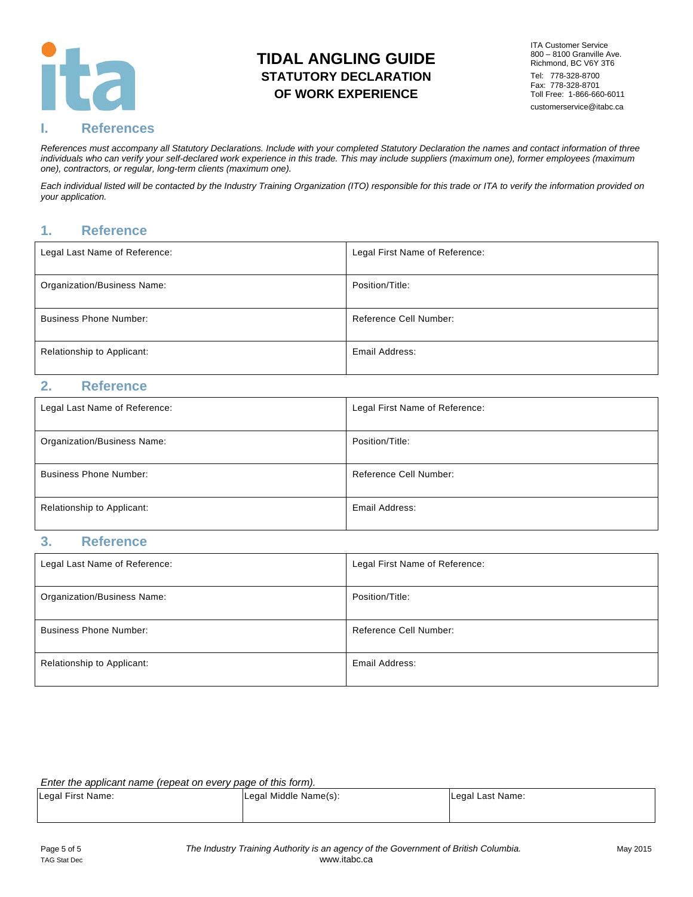# TIDAL ANGLING GUIDE
## STATUTORY DECLARATION OF WORK EXPERIENCE

ITA Customer Service
800 – 8100 Granville Ave.
Richmond, BC V6Y 3T6
Tel: 778-328-8700
Fax: 778-328-8701
Toll Free: 1-866-660-6011
customerservice@itabc.ca

## I. References

*References must accompany all Statutory Declarations. Include with your completed Statutory Declaration the names and contact information of three individuals who can verify your self-declared work experience in this trade. This may include suppliers (maximum one), former employees (maximum one), contractors, or regular, long-term clients (maximum one).*

*Each individual listed will be contacted by the Industry Training Organization (ITO) responsible for this trade or ITA to verify the information provided on your application.*

### 1. Reference

| | |
|---|---|
| Legal Last Name of Reference: | Legal First Name of Reference: |
| Organization/Business Name: | Position/Title: |
| Business Phone Number: | Reference Cell Number: |
| Relationship to Applicant: | Email Address: |

### 2. Reference

| | |
|---|---|
| Legal Last Name of Reference: | Legal First Name of Reference: |
| Organization/Business Name: | Position/Title: |
| Business Phone Number: | Reference Cell Number: |
| Relationship to Applicant: | Email Address: |

### 3. Reference

| | |
|---|---|
| Legal Last Name of Reference: | Legal First Name of Reference: |
| Organization/Business Name: | Position/Title: |
| Business Phone Number: | Reference Cell Number: |
| Relationship to Applicant: | Email Address: |

*Enter the applicant name (repeat on every page of this form).*

| Legal First Name: | Legal Middle Name(s): | Legal Last Name: |
|---|---|---|
| | | |

*The Industry Training Authority is an agency of the Government of British Columbia.*
www.itabc.ca